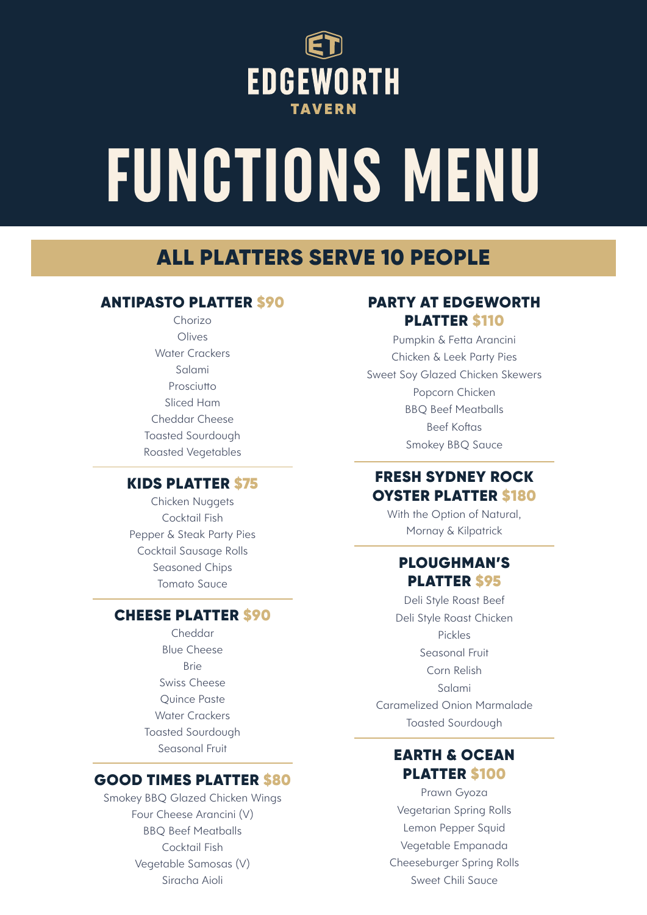# EDGEWORTH TAVERN

# FUNCTIONS MENU

## ALL PLATTERS SERVE 10 PEOPLE

### ANTIPASTO PLATTER $90

Chorizo
Olives
Water Crackers
Salami
Prosciutto
Sliced Ham
Cheddar Cheese
Toasted Sourdough
Roasted Vegetables

### KIDS PLATTER $75

Chicken Nuggets
Cocktail Fish
Pepper & Steak Party Pies
Cocktail Sausage Rolls
Seasoned Chips
Tomato Sauce

### CHEESE PLATTER $90

Cheddar
Blue Cheese
Brie
Swiss Cheese
Quince Paste
Water Crackers
Toasted Sourdough
Seasonal Fruit

### GOOD TIMES PLATTER $80

Smokey BBQ Glazed Chicken Wings
Four Cheese Arancini (V)
BBQ Beef Meatballs
Cocktail Fish
Vegetable Samosas (V)
Siracha Aioli

### PARTY AT EDGEWORTH PLATTER $110

Pumpkin & Fetta Arancini
Chicken & Leek Party Pies
Sweet Soy Glazed Chicken Skewers
Popcorn Chicken
BBQ Beef Meatballs
Beef Koftas
Smokey BBQ Sauce

### FRESH SYDNEY ROCK OYSTER PLATTER $180

With the Option of Natural,
Mornay & Kilpatrick

### PLOUGHMAN'S PLATTER $95

Deli Style Roast Beef
Deli Style Roast Chicken
Pickles
Seasonal Fruit
Corn Relish
Salami
Caramelized Onion Marmalade
Toasted Sourdough

### EARTH & OCEAN PLATTER $100

Prawn Gyoza
Vegetarian Spring Rolls
Lemon Pepper Squid
Vegetable Empanada
Cheeseburger Spring Rolls
Sweet Chili Sauce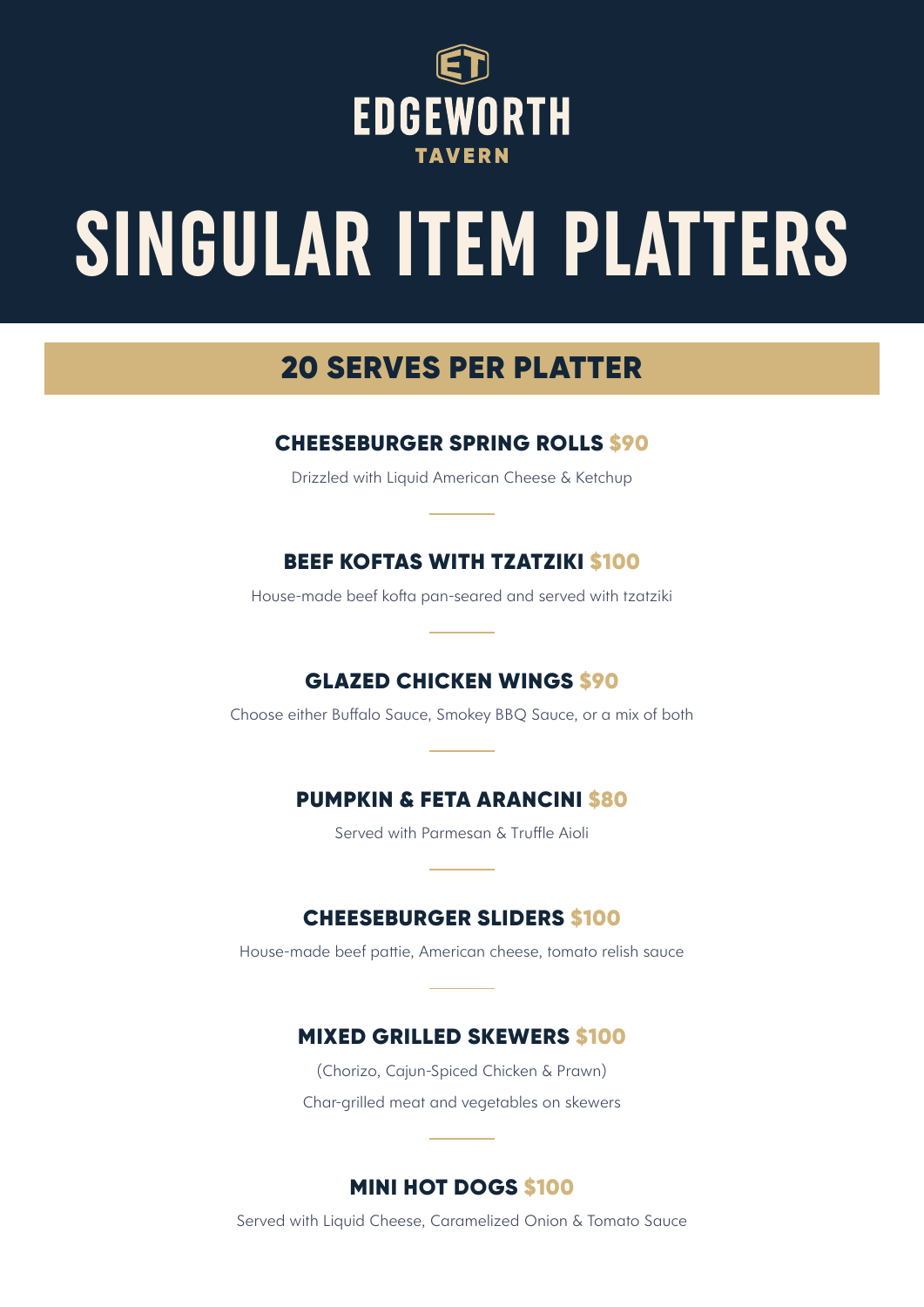# EDGEWORTH

TAVERN

# SINGULAR ITEM PLATTERS

## 20 SERVES PER PLATTER

### CHEESEBURGER SPRING ROLLS $90

Drizzled with Liquid American Cheese & Ketchup

### BEEF KOFTAS WITH TZATZIKI $100

House-made beef kofta pan-seared and served with tzatziki

### GLAZED CHICKEN WINGS $90

Choose either Buffalo Sauce, Smokey BBQ Sauce, or a mix of both

### PUMPKIN & FETA ARANCINI $80

Served with Parmesan & Truffle Aioli

### CHEESEBURGER SLIDERS $100

House-made beef pattie, American cheese, tomato relish sauce

### MIXED GRILLED SKEWERS $100

(Chorizo, Cajun-Spiced Chicken & Prawn)

Char-grilled meat and vegetables on skewers

### MINI HOT DOGS $100

Served with Liquid Cheese, Caramelized Onion & Tomato Sauce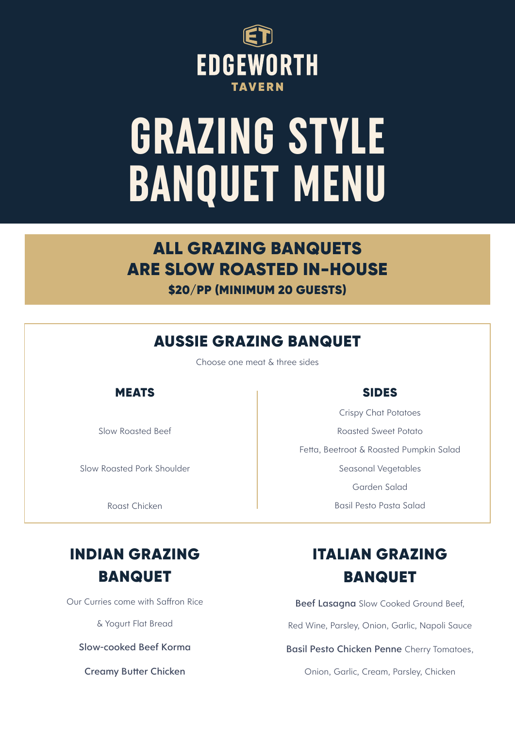EDGEWORTH

TAVERN

# GRAZING STYLE BANQUET MENU

## ALL GRAZING BANQUETS ARE SLOW ROASTED IN-HOUSE

**$20/PP (MINIMUM 20 GUESTS)**

## AUSSIE GRAZING BANQUET

Choose one meat & three sides

### MEATS

Slow Roasted Beef

Slow Roasted Pork Shoulder

Roast Chicken

### SIDES

Crispy Chat Potatoes

Roasted Sweet Potato

Fetta, Beetroot & Roasted Pumpkin Salad

Seasonal Vegetables

Garden Salad

Basil Pesto Pasta Salad

## INDIAN GRAZING BANQUET

Our Curries come with Saffron Rice & Yogurt Flat Bread

Slow-cooked Beef Korma

Creamy Butter Chicken

## ITALIAN GRAZING BANQUET

**Beef Lasagna** Slow Cooked Ground Beef, Red Wine, Parsley, Onion, Garlic, Napoli Sauce

**Basil Pesto Chicken Penne** Cherry Tomatoes, Onion, Garlic, Cream, Parsley, Chicken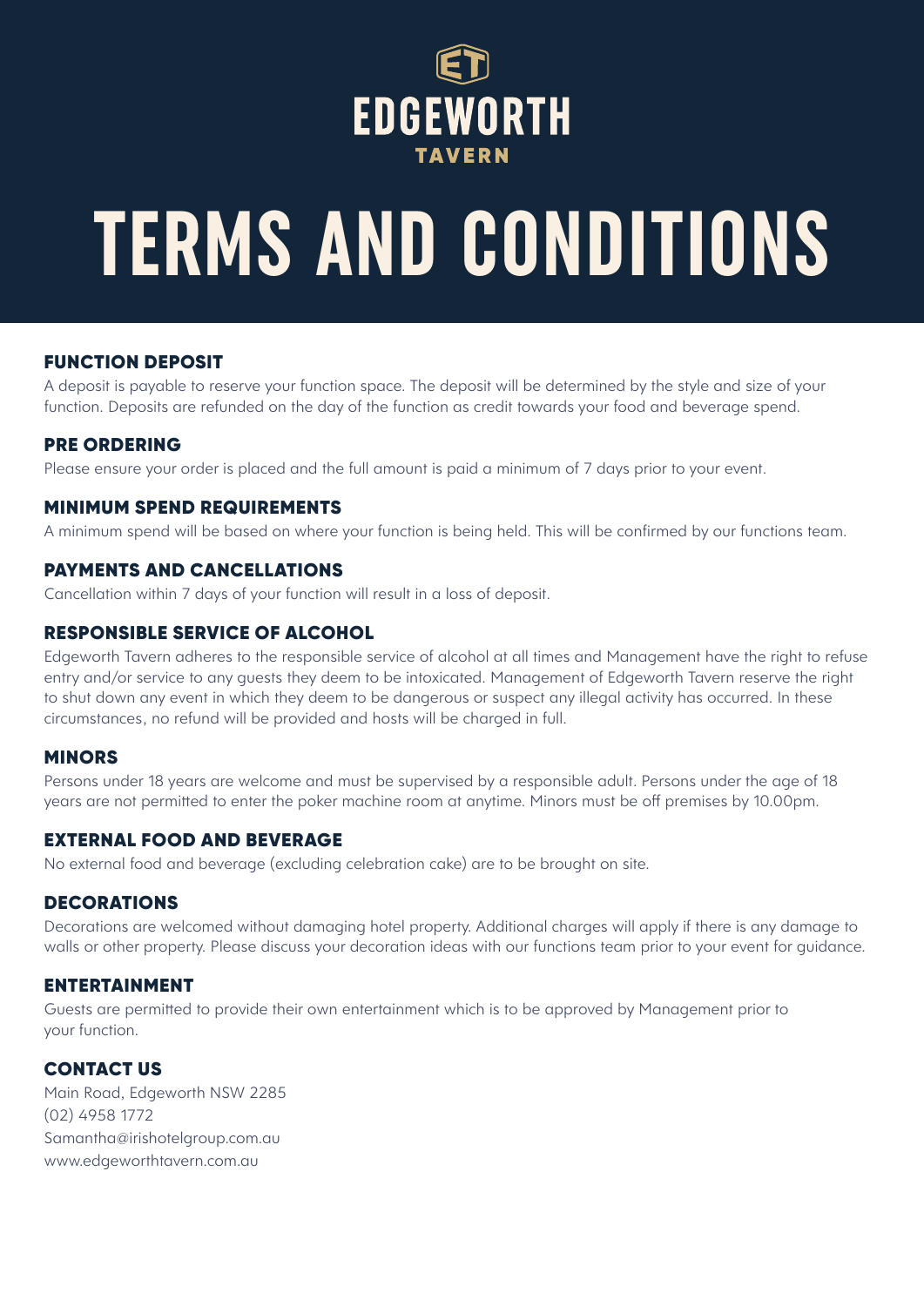**EDGEWORTH**
**TAVERN**

# TERMS AND CONDITIONS

## FUNCTION DEPOSIT

A deposit is payable to reserve your function space. The deposit will be determined by the style and size of your function. Deposits are refunded on the day of the function as credit towards your food and beverage spend.

## PRE ORDERING

Please ensure your order is placed and the full amount is paid a minimum of 7 days prior to your event.

## MINIMUM SPEND REQUIREMENTS

A minimum spend will be based on where your function is being held. This will be confirmed by our functions team.

## PAYMENTS AND CANCELLATIONS

Cancellation within 7 days of your function will result in a loss of deposit.

## RESPONSIBLE SERVICE OF ALCOHOL

Edgeworth Tavern adheres to the responsible service of alcohol at all times and Management have the right to refuse entry and/or service to any guests they deem to be intoxicated. Management of Edgeworth Tavern reserve the right to shut down any event in which they deem to be dangerous or suspect any illegal activity has occurred. In these circumstances, no refund will be provided and hosts will be charged in full.

## MINORS

Persons under 18 years are welcome and must be supervised by a responsible adult. Persons under the age of 18 years are not permitted to enter the poker machine room at anytime. Minors must be off premises by 10.00pm.

## EXTERNAL FOOD AND BEVERAGE

No external food and beverage (excluding celebration cake) are to be brought on site.

## DECORATIONS

Decorations are welcomed without damaging hotel property. Additional charges will apply if there is any damage to walls or other property. Please discuss your decoration ideas with our functions team prior to your event for guidance.

## ENTERTAINMENT

Guests are permitted to provide their own entertainment which is to be approved by Management prior to your function.

## CONTACT US

Main Road, Edgeworth NSW 2285
(02) 4958 1772
Samantha@irishotelgroup.com.au
www.edgeworthtavern.com.au